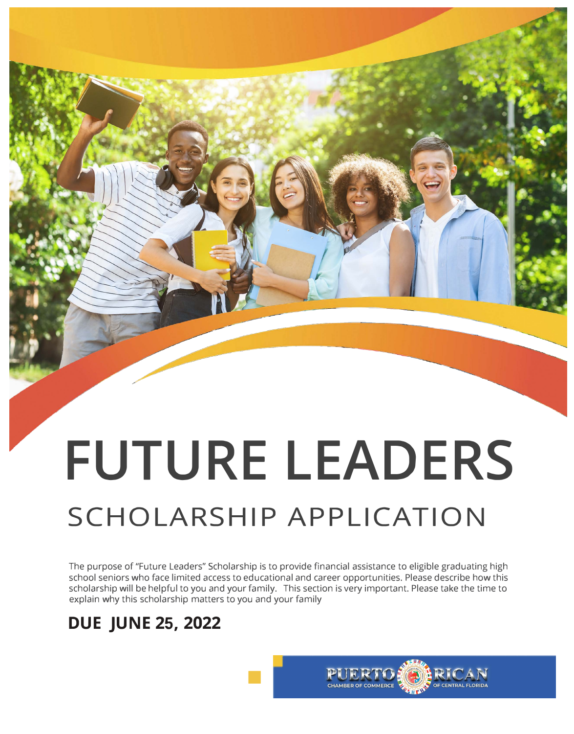# FUTURE LEADERS

## SCHOLARSHIP APPLICATION

The purpose of "Future Leaders" Scholarship is to provide financial assistance to eligible graduating high school seniors who face limited access to educational and career opportunities. Please describe how this scholarship will be helpful to you and your family. This section is very important. Please take the time to explain why this scholarship matters to you and your family

**DUE JUNE 25, 2022**

PUERTO RICAN CHAMBER OF COMMERCE OF CENTRAL FLORIDA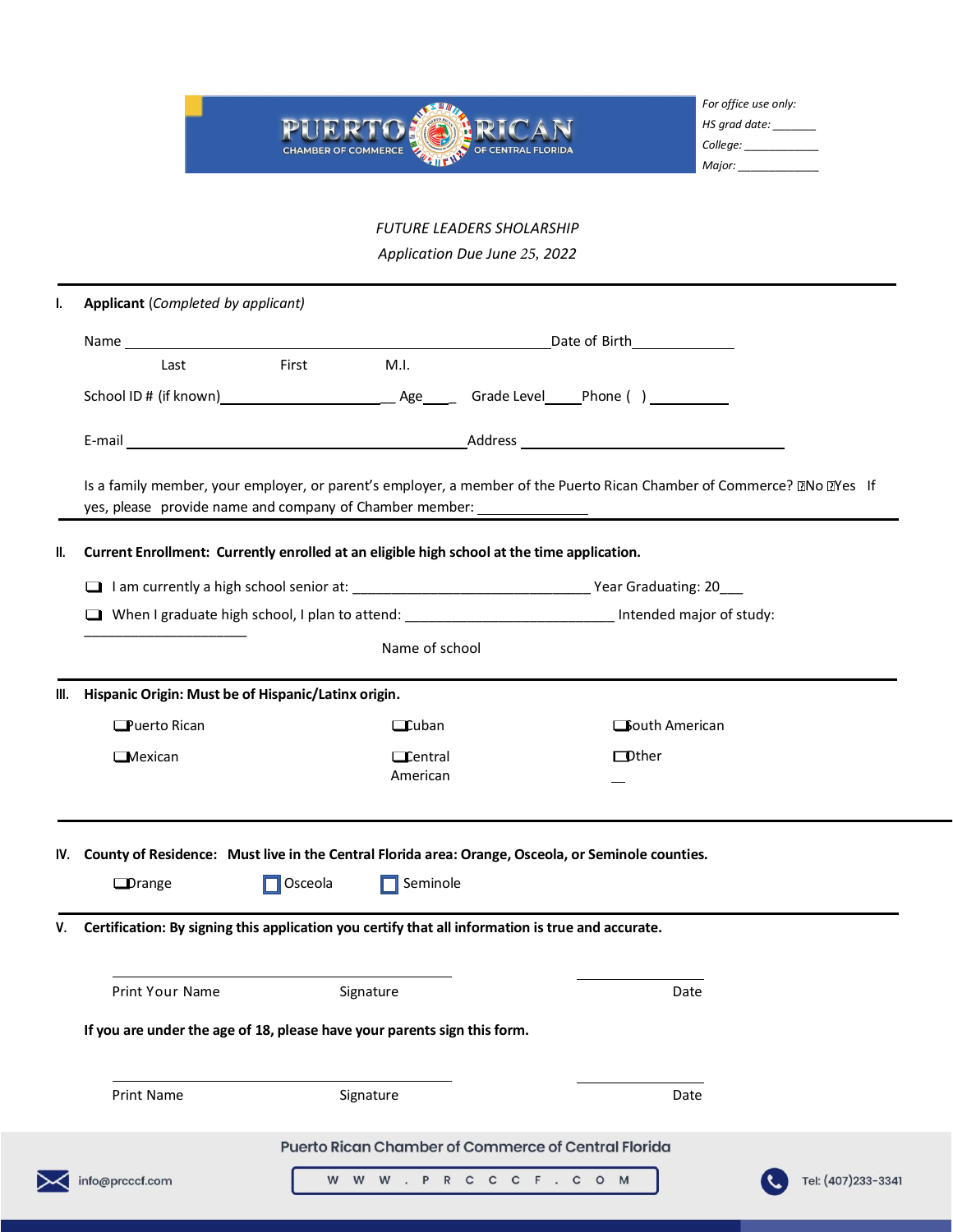PUERTO RICAN CHAMBER OF COMMERCE OF CENTRAL FLORIDA

*For office use only:*
*HS grad date:* _______
*College:* ____________
*Major:* _____________

*FUTURE LEADERS SHOLARSHIP*

*Application Due June 25, 2022*

---

## I. **Applicant** (*Completed by applicant*)

Name ______________________________________________ Date of Birth____________

Last First M.I.

School ID # (if known)_______________________ Age____ Grade Level_____Phone ( ) __________

E-mail ______________________________________Address ____________________________

Is a family member, your employer, or parent's employer, a member of the Puerto Rican Chamber of Commerce? ☐No ☐Yes If yes, please provide name and company of Chamber member: ______________

---

## II. **Current Enrollment: Currently enrolled at an eligible high school at the time application.**

- ☐ I am currently a high school senior at: _______________________________ Year Graduating: 20___
- ☐ When I graduate high school, I plan to attend: ___________________________ Intended major of study: ____________________

Name of school

---

## III. **Hispanic Origin: Must be of Hispanic/Latinx origin.**

☐ Puerto Rican ☐ Cuban ☐ South American

☐ Mexican ☐ Central American ☐ Other __

---

## IV. **County of Residence: Must live in the Central Florida area: Orange, Osceola, or Seminole counties.**

☐ Orange ☐ Osceola ☐ Seminole

---

## V. **Certification: By signing this application you certify that all information is true and accurate.**

______________________________________ ____________

Print Your Name Signature Date

**If you are under the age of 18, please have your parents sign this form.**

______________________________________ ____________

Print Name Signature Date

Puerto Rican Chamber of Commerce of Central Florida

info@prcccf.com WWW.PRCCCF.COM Tel: (407)233-3341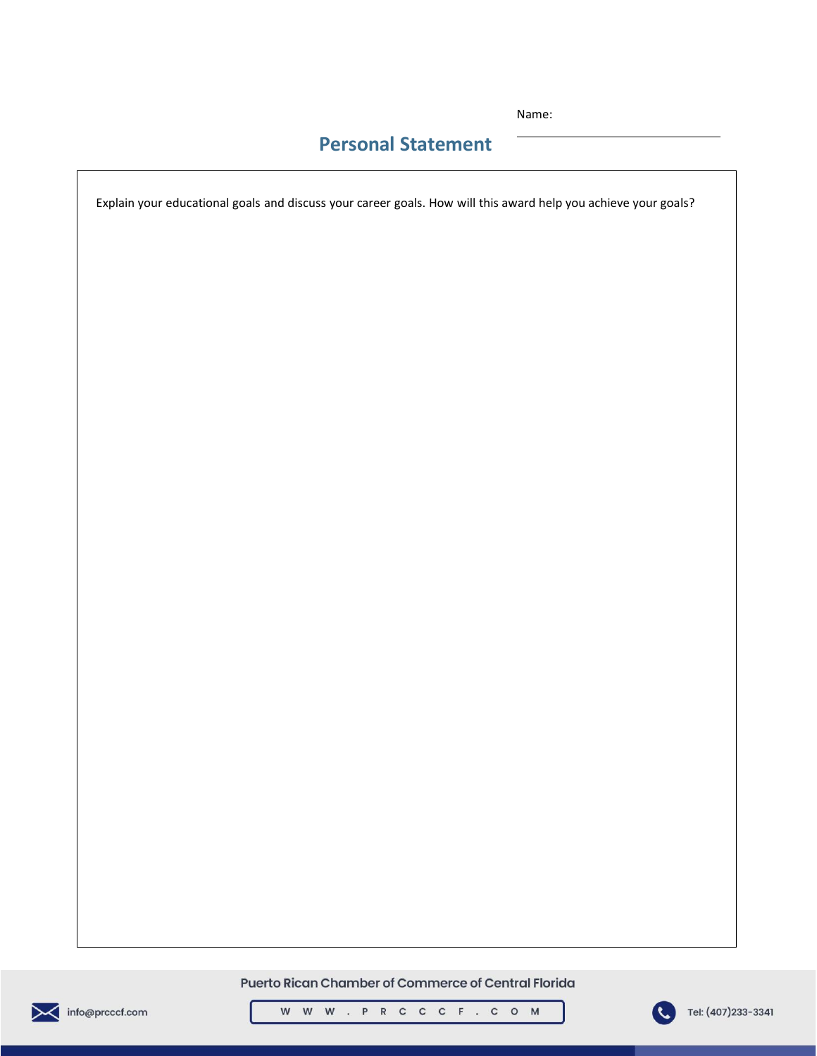Name: \_\_\_\_\_\_\_\_\_\_\_\_\_\_\_\_\_\_\_\_

## Personal Statement

Explain your educational goals and discuss your career goals. How will this award help you achieve your goals?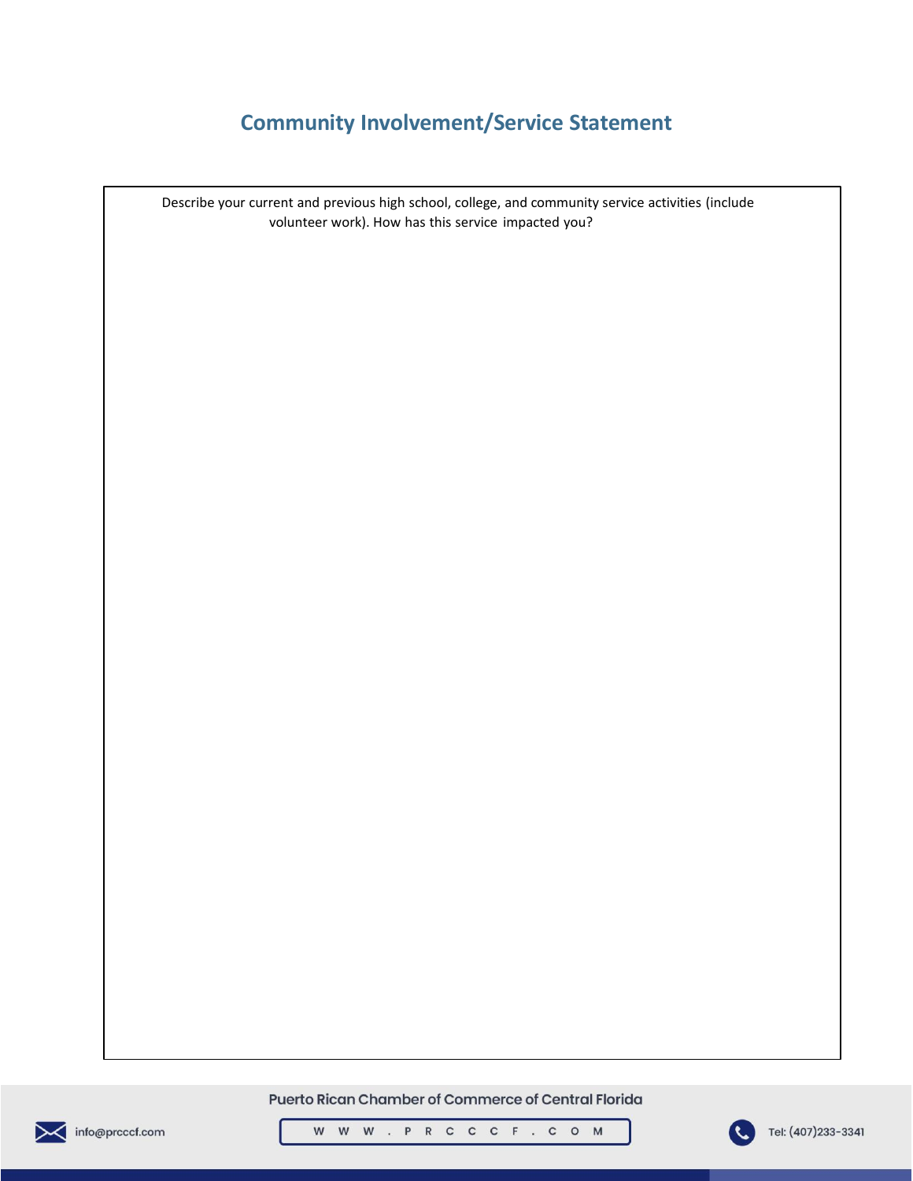## Community Involvement/Service Statement

Describe your current and previous high school, college, and community service activities (include volunteer work). How has this service impacted you?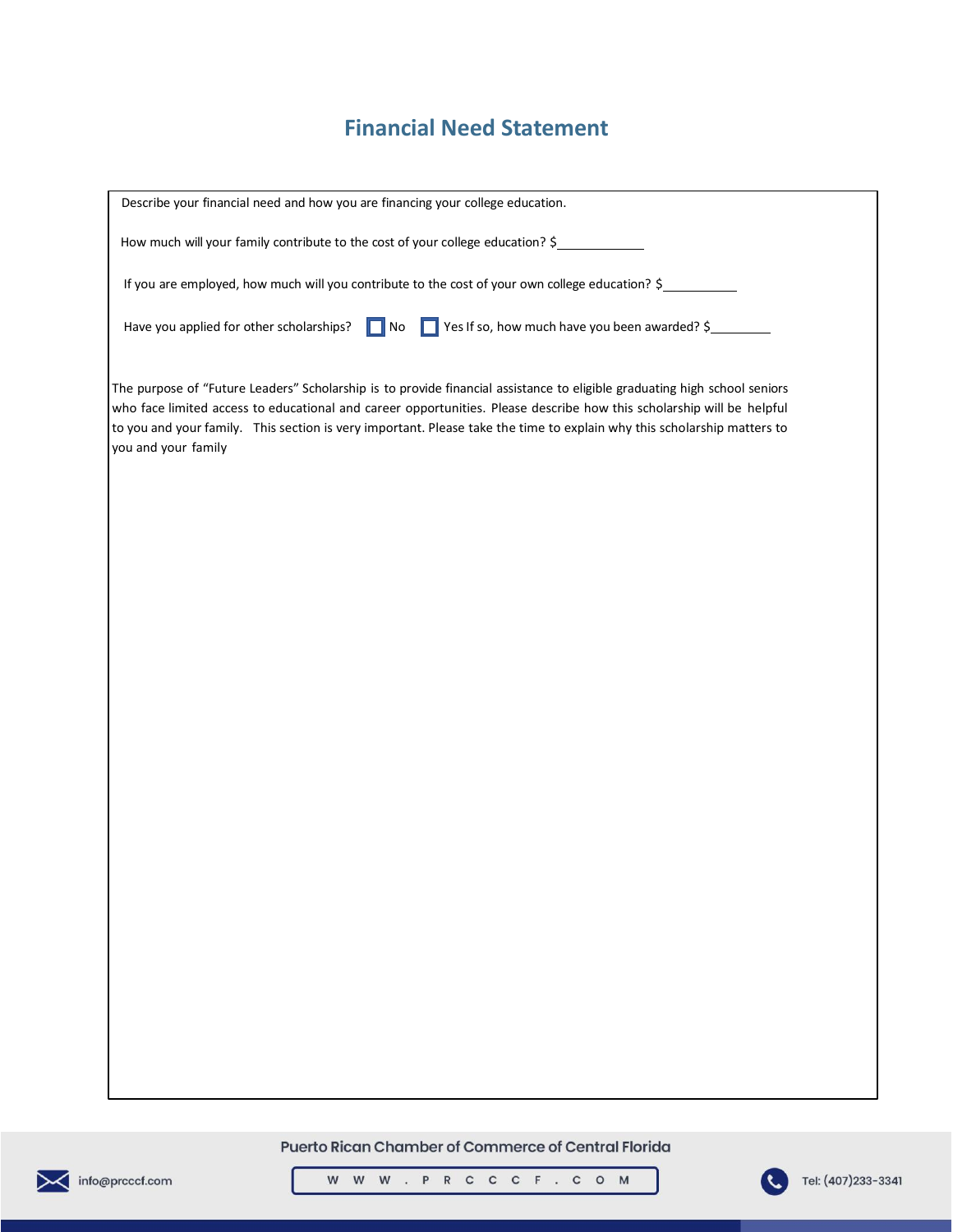# Financial Need Statement

Describe your financial need and how you are financing your college education.

How much will your family contribute to the cost of your college education? $___________

If you are employed, how much will you contribute to the cost of your own college education? $__________

Have you applied for other scholarships? ☐ No ☐ Yes If so, how much have you been awarded? $________

The purpose of "Future Leaders" Scholarship is to provide financial assistance to eligible graduating high school seniors who face limited access to educational and career opportunities. Please describe how this scholarship will be helpful to you and your family. This section is very important. Please take the time to explain why this scholarship matters to you and your family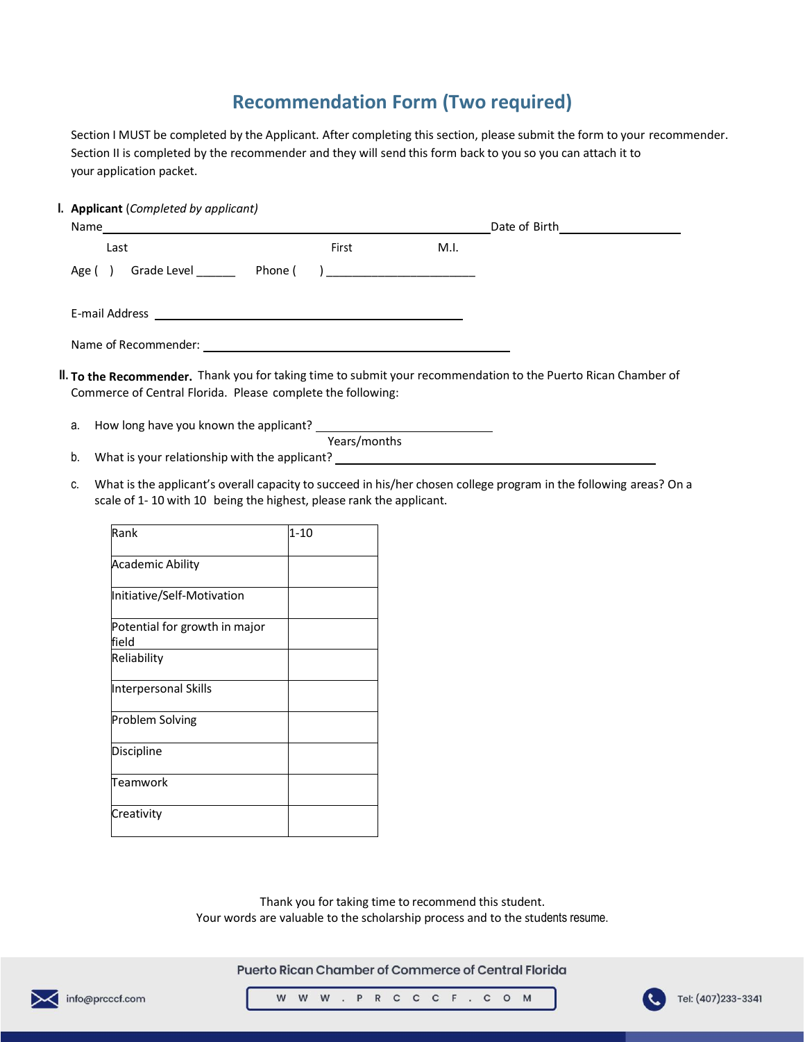# Recommendation Form (Two required)

Section I MUST be completed by the Applicant. After completing this section, please submit the form to your recommender. Section II is completed by the recommender and they will send this form back to you so you can attach it to your application packet.

**I. Applicant** (*Completed by applicant)*

Name_______________________________________________ Date of Birth_______________

Last                                        First                M.I.

Age (   )   Grade Level ______   Phone (      ) ______________________

E-mail Address ________________________________________

Name of Recommender: ________________________________________

**II. To the Recommender.** Thank you for taking time to submit your recommendation to the Puerto Rican Chamber of Commerce of Central Florida. Please complete the following:

a. How long have you known the applicant? ________________________

Years/months

b. What is your relationship with the applicant? ________________________________________

c. What is the applicant's overall capacity to succeed in his/her chosen college program in the following areas? On a scale of 1- 10 with 10 being the highest, please rank the applicant.

| Rank | 1-10 |
|---|---|
| Academic Ability | |
| Initiative/Self-Motivation | |
| Potential for growth in major field | |
| Reliability | |
| Interpersonal Skills | |
| Problem Solving | |
| Discipline | |
| Teamwork | |
| Creativity | |

Thank you for taking time to recommend this student.
Your words are valuable to the scholarship process and to the students resume.